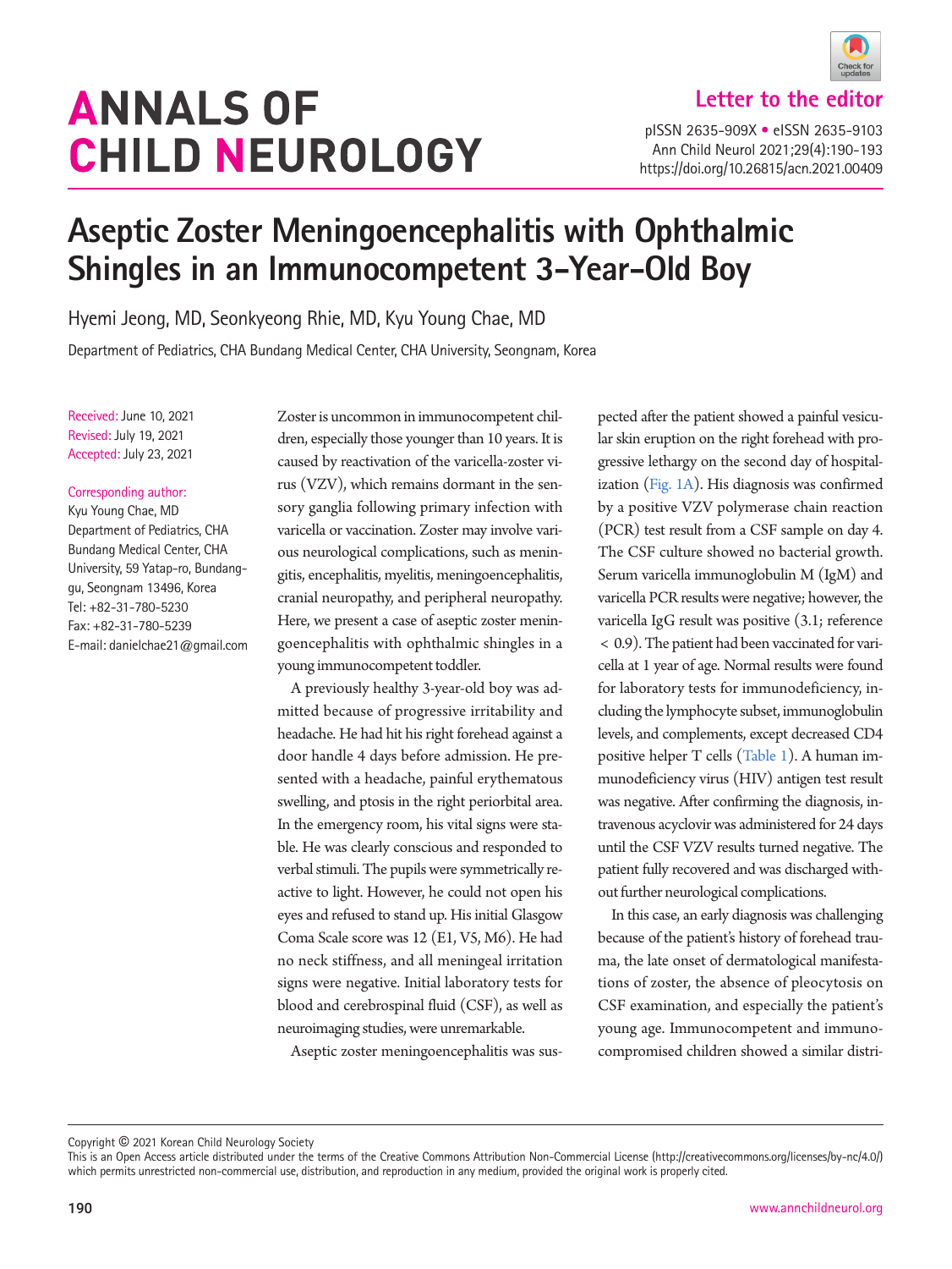# ANNALS OF CHILD NEUROLOGY

Letter to the editor

pISSN 2635-909X • eISSN 2635-9103
Ann Child Neurol 2021;29(4):190-193
https://doi.org/10.26815/acn.2021.00409

# Aseptic Zoster Meningoencephalitis with Ophthalmic Shingles in an Immunocompetent 3-Year-Old Boy

Hyemi Jeong, MD, Seonkyeong Rhie, MD, Kyu Young Chae, MD

Department of Pediatrics, CHA Bundang Medical Center, CHA University, Seongnam, Korea

Received: June 10, 2021
Revised: July 19, 2021
Accepted: July 23, 2021

Corresponding author:
Kyu Young Chae, MD
Department of Pediatrics, CHA Bundang Medical Center, CHA University, 59 Yatap-ro, Bundang-gu, Seongnam 13496, Korea
Tel: +82-31-780-5230
Fax: +82-31-780-5239
E-mail: danielchae21@gmail.com

Zoster is uncommon in immunocompetent children, especially those younger than 10 years. It is caused by reactivation of the varicella-zoster virus (VZV), which remains dormant in the sensory ganglia following primary infection with varicella or vaccination. Zoster may involve various neurological complications, such as meningitis, encephalitis, myelitis, meningoencephalitis, cranial neuropathy, and peripheral neuropathy. Here, we present a case of aseptic zoster meningoencephalitis with ophthalmic shingles in a young immunocompetent toddler.

A previously healthy 3-year-old boy was admitted because of progressive irritability and headache. He had hit his right forehead against a door handle 4 days before admission. He presented with a headache, painful erythematous swelling, and ptosis in the right periorbital area. In the emergency room, his vital signs were stable. He was clearly conscious and responded to verbal stimuli. The pupils were symmetrically reactive to light. However, he could not open his eyes and refused to stand up. His initial Glasgow Coma Scale score was 12 (E1, V5, M6). He had no neck stiffness, and all meningeal irritation signs were negative. Initial laboratory tests for blood and cerebrospinal fluid (CSF), as well as neuroimaging studies, were unremarkable.

Aseptic zoster meningoencephalitis was suspected after the patient showed a painful vesicular skin eruption on the right forehead with progressive lethargy on the second day of hospitalization (Fig. 1A). His diagnosis was confirmed by a positive VZV polymerase chain reaction (PCR) test result from a CSF sample on day 4. The CSF culture showed no bacterial growth. Serum varicella immunoglobulin M (IgM) and varicella PCR results were negative; however, the varicella IgG result was positive (3.1; reference < 0.9). The patient had been vaccinated for varicella at 1 year of age. Normal results were found for laboratory tests for immunodeficiency, including the lymphocyte subset, immunoglobulin levels, and complements, except decreased CD4 positive helper T cells (Table 1). A human immunodeficiency virus (HIV) antigen test result was negative. After confirming the diagnosis, intravenous acyclovir was administered for 24 days until the CSF VZV results turned negative. The patient fully recovered and was discharged without further neurological complications.

In this case, an early diagnosis was challenging because of the patient's history of forehead trauma, the late onset of dermatological manifestations of zoster, the absence of pleocytosis on CSF examination, and especially the patient's young age. Immunocompetent and immunocompromised children showed a similar distri-

Copyright © 2021 Korean Child Neurology Society
This is an Open Access article distributed under the terms of the Creative Commons Attribution Non-Commercial License (http://creativecommons.org/licenses/by-nc/4.0/) which permits unrestricted non-commercial use, distribution, and reproduction in any medium, provided the original work is properly cited.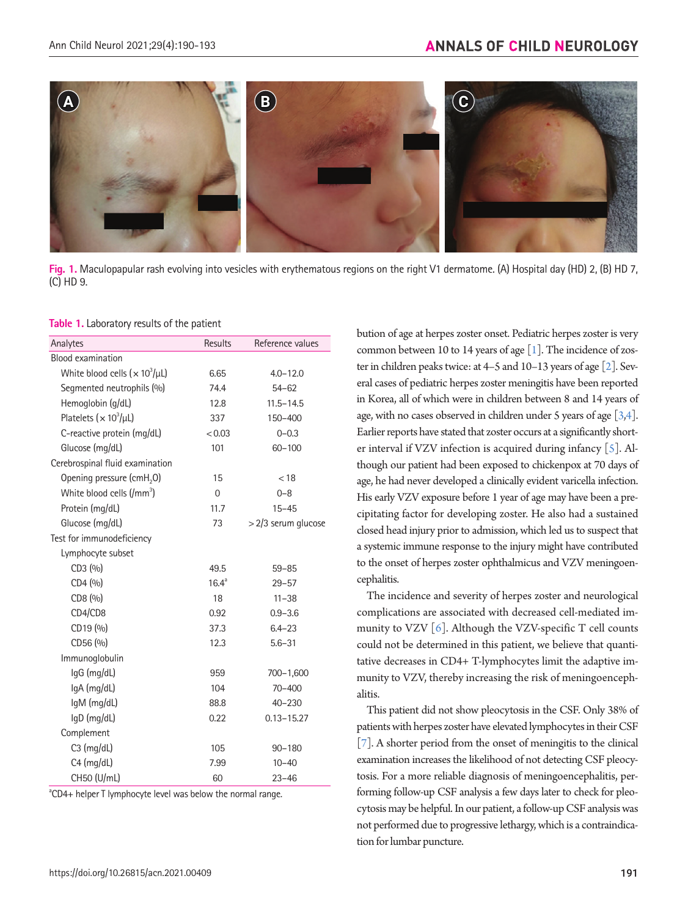Fig. 1. Maculopapular rash evolving into vesicles with erythematous regions on the right V1 dermatome. (A) Hospital day (HD) 2, (B) HD 7, (C) HD 9.

Table 1. Laboratory results of the patient

| Analytes | Results | Reference values |
|---|---|---|
| Blood examination | | |
| White blood cells ($\times 10^3/\mu L$) | 6.65 | 4.0–12.0 |
| Segmented neutrophils (%) | 74.4 | 54–62 |
| Hemoglobin (g/dL) | 12.8 | 11.5–14.5 |
| Platelets ($\times 10^3/\mu L$) | 337 | 150–400 |
| C-reactive protein (mg/dL) | < 0.03 | 0–0.3 |
| Glucose (mg/dL) | 101 | 60–100 |
| Cerebrospinal fluid examination | | |
| Opening pressure ($cmH_2O$) | 15 | < 18 |
| White blood cells (/$mm^3$) | 0 | 0–8 |
| Protein (mg/dL) | 11.7 | 15–45 |
| Glucose (mg/dL) | 73 | > 2/3 serum glucose |
| Test for immunodeficiency | | |
| Lymphocyte subset | | |
| CD3 (%) | 49.5 | 59–85 |
| CD4 (%) | 16.4[a] | 29–57 |
| CD8 (%) | 18 | 11–38 |
| CD4/CD8 | 0.92 | 0.9–3.6 |
| CD19 (%) | 37.3 | 6.4–23 |
| CD56 (%) | 12.3 | 5.6–31 |
| Immunoglobulin | | |
| IgG (mg/dL) | 959 | 700–1,600 |
| IgA (mg/dL) | 104 | 70–400 |
| IgM (mg/dL) | 88.8 | 40–230 |
| IgD (mg/dL) | 0.22 | 0.13–15.27 |
| Complement | | |
| C3 (mg/dL) | 105 | 90–180 |
| C4 (mg/dL) | 7.99 | 10–40 |
| CH50 (U/mL) | 60 | 23–46 |

[a]CD4+ helper T lymphocyte level was below the normal range.

bution of age at herpes zoster onset. Pediatric herpes zoster is very common between 10 to 14 years of age [1]. The incidence of zoster in children peaks twice: at 4–5 and 10–13 years of age [2]. Several cases of pediatric herpes zoster meningitis have been reported in Korea, all of which were in children between 8 and 14 years of age, with no cases observed in children under 5 years of age [3,4]. Earlier reports have stated that zoster occurs at a significantly shorter interval if VZV infection is acquired during infancy [5]. Although our patient had been exposed to chickenpox at 70 days of age, he had never developed a clinically evident varicella infection. His early VZV exposure before 1 year of age may have been a precipitating factor for developing zoster. He also had a sustained closed head injury prior to admission, which led us to suspect that a systemic immune response to the injury might have contributed to the onset of herpes zoster ophthalmicus and VZV meningoencephalitis.

The incidence and severity of herpes zoster and neurological complications are associated with decreased cell-mediated immunity to VZV [6]. Although the VZV-specific T cell counts could not be determined in this patient, we believe that quantitative decreases in CD4+ T-lymphocytes limit the adaptive immunity to VZV, thereby increasing the risk of meningoencephalitis.

This patient did not show pleocytosis in the CSF. Only 38% of patients with herpes zoster have elevated lymphocytes in their CSF [7]. A shorter period from the onset of meningitis to the clinical examination increases the likelihood of not detecting CSF pleocytosis. For a more reliable diagnosis of meningoencephalitis, performing follow-up CSF analysis a few days later to check for pleocytosis may be helpful. In our patient, a follow-up CSF analysis was not performed due to progressive lethargy, which is a contraindication for lumbar puncture.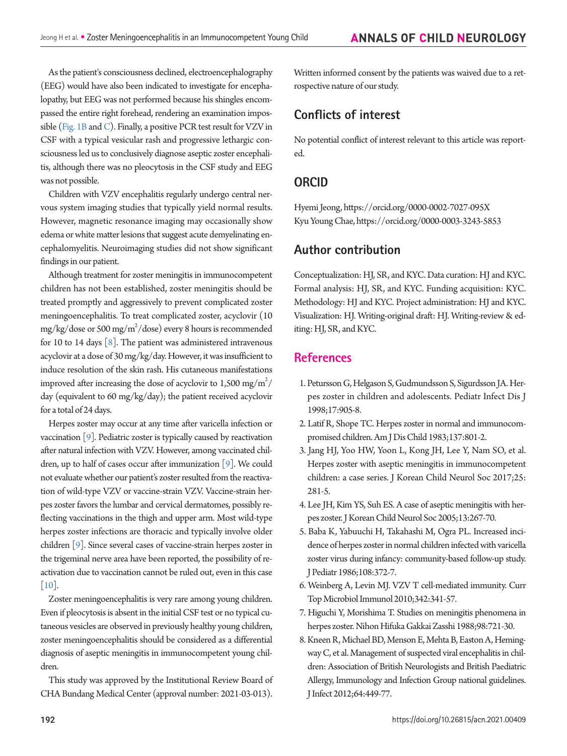As the patient's consciousness declined, electroencephalography (EEG) would have also been indicated to investigate for encephalopathy, but EEG was not performed because his shingles encompassed the entire right forehead, rendering an examination impossible (Fig. 1B and C). Finally, a positive PCR test result for VZV in CSF with a typical vesicular rash and progressive lethargic consciousness led us to conclusively diagnose aseptic zoster encephalitis, although there was no pleocytosis in the CSF study and EEG was not possible.

Children with VZV encephalitis regularly undergo central nervous system imaging studies that typically yield normal results. However, magnetic resonance imaging may occasionally show edema or white matter lesions that suggest acute demyelinating encephalomyelitis. Neuroimaging studies did not show significant findings in our patient.

Although treatment for zoster meningitis in immunocompetent children has not been established, zoster meningitis should be treated promptly and aggressively to prevent complicated zoster meningoencephalitis. To treat complicated zoster, acyclovir (10 mg/kg/dose or 500 mg/$m^2$/dose) every 8 hours is recommended for 10 to 14 days [8]. The patient was administered intravenous acyclovir at a dose of 30 mg/kg/day. However, it was insufficient to induce resolution of the skin rash. His cutaneous manifestations improved after increasing the dose of acyclovir to 1,500 mg/$m^2$/day (equivalent to 60 mg/kg/day); the patient received acyclovir for a total of 24 days.

Herpes zoster may occur at any time after varicella infection or vaccination [9]. Pediatric zoster is typically caused by reactivation after natural infection with VZV. However, among vaccinated children, up to half of cases occur after immunization [9]. We could not evaluate whether our patient's zoster resulted from the reactivation of wild-type VZV or vaccine-strain VZV. Vaccine-strain herpes zoster favors the lumbar and cervical dermatomes, possibly reflecting vaccinations in the thigh and upper arm. Most wild-type herpes zoster infections are thoracic and typically involve older children [9]. Since several cases of vaccine-strain herpes zoster in the trigeminal nerve area have been reported, the possibility of reactivation due to vaccination cannot be ruled out, even in this case [10].

Zoster meningoencephalitis is very rare among young children. Even if pleocytosis is absent in the initial CSF test or no typical cutaneous vesicles are observed in previously healthy young children, zoster meningoencephalitis should be considered as a differential diagnosis of aseptic meningitis in immunocompetent young children.

This study was approved by the Institutional Review Board of CHA Bundang Medical Center (approval number: 2021-03-013). Written informed consent by the patients was waived due to a retrospective nature of our study.

## Conflicts of interest

No potential conflict of interest relevant to this article was reported.

## ORCID

Hyemi Jeong, https://orcid.org/0000-0002-7027-095X
Kyu Young Chae, https://orcid.org/0000-0003-3243-5853

## Author contribution

Conceptualization: HJ, SR, and KYC. Data curation: HJ and KYC. Formal analysis: HJ, SR, and KYC. Funding acquisition: KYC. Methodology: HJ and KYC. Project administration: HJ and KYC. Visualization: HJ. Writing-original draft: HJ. Writing-review & editing: HJ, SR, and KYC.

## References

1. Petursson G, Helgason S, Gudmundsson S, Sigurdsson JA. Herpes zoster in children and adolescents. Pediatr Infect Dis J 1998;17:905-8.
2. Latif R, Shope TC. Herpes zoster in normal and immunocompromised children. Am J Dis Child 1983;137:801-2.
3. Jang HJ, Yoo HW, Yoon L, Kong JH, Lee Y, Nam SO, et al. Herpes zoster with aseptic meningitis in immunocompetent children: a case series. J Korean Child Neurol Soc 2017;25:281-5.
4. Lee JH, Kim YS, Suh ES. A case of aseptic meningitis with herpes zoster. J Korean Child Neurol Soc 2005;13:267-70.
5. Baba K, Yabuuchi H, Takahashi M, Ogra PL. Increased incidence of herpes zoster in normal children infected with varicella zoster virus during infancy: community-based follow-up study. J Pediatr 1986;108:372-7.
6. Weinberg A, Levin MJ. VZV T cell-mediated immunity. Curr Top Microbiol Immunol 2010;342:341-57.
7. Higuchi Y, Morishima T. Studies on meningitis phenomena in herpes zoster. Nihon Hifuka Gakkai Zasshi 1988;98:721-30.
8. Kneen R, Michael BD, Menson E, Mehta B, Easton A, Hemingway C, et al. Management of suspected viral encephalitis in children: Association of British Neurologists and British Paediatric Allergy, Immunology and Infection Group national guidelines. J Infect 2012;64:449-77.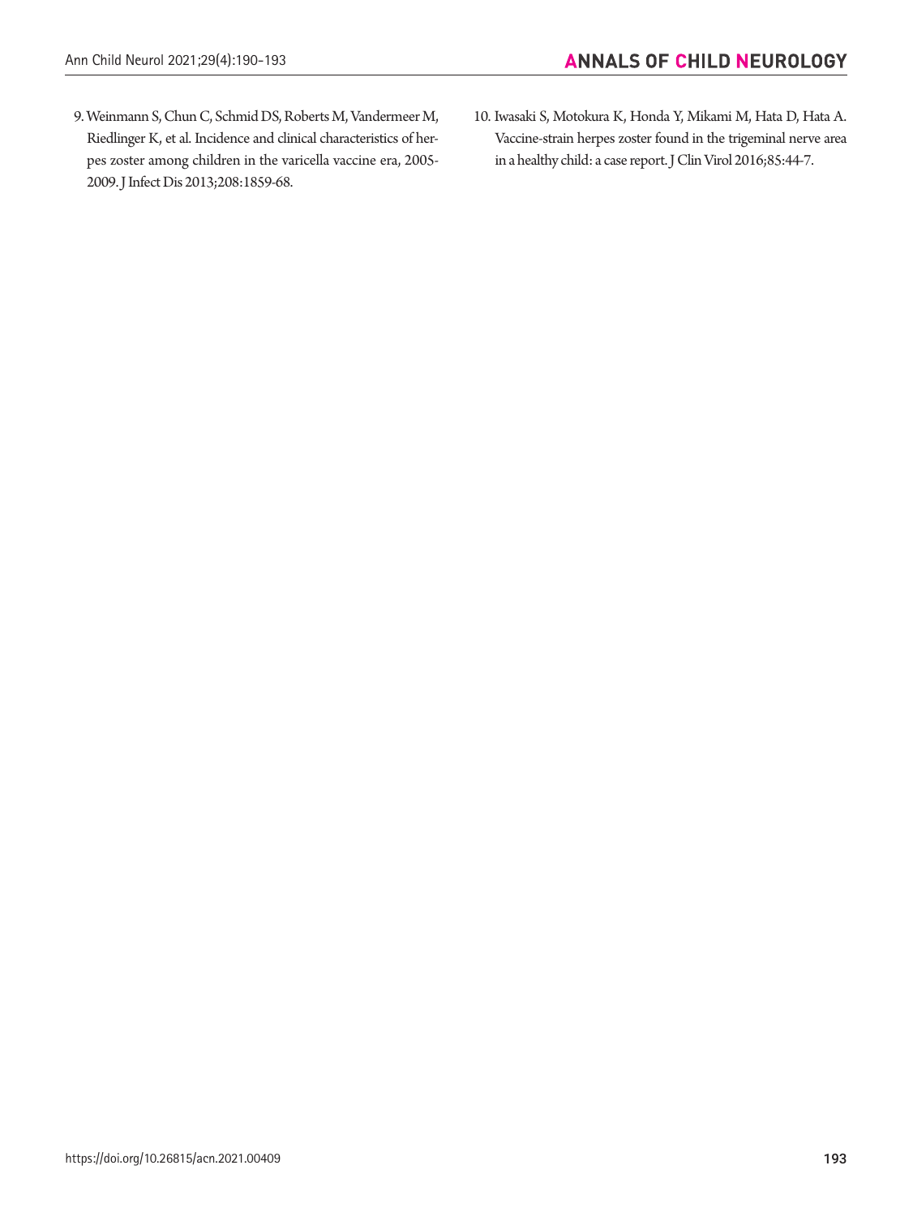9. Weinmann S, Chun C, Schmid DS, Roberts M, Vandermeer M, Riedlinger K, et al. Incidence and clinical characteristics of herpes zoster among children in the varicella vaccine era, 2005-2009. J Infect Dis 2013;208:1859-68.
10. Iwasaki S, Motokura K, Honda Y, Mikami M, Hata D, Hata A. Vaccine-strain herpes zoster found in the trigeminal nerve area in a healthy child: a case report. J Clin Virol 2016;85:44-7.